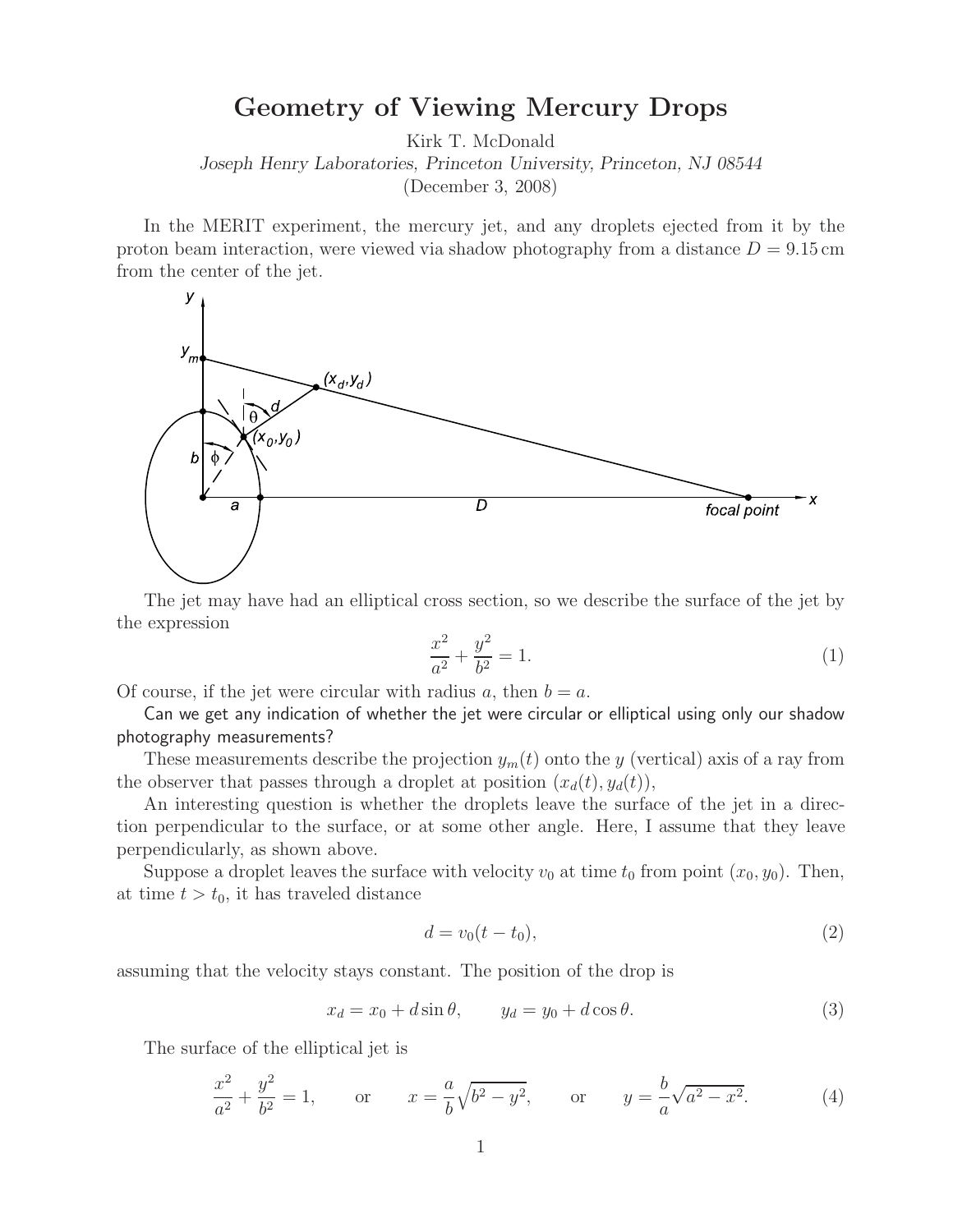# Geometry of Viewing Mercury Drops

Kirk T. McDonald

*Joseph Henry Laboratories, Princeton University, Princeton, NJ 08544*

(December 3, 2008)

In the MERIT experiment, the mercury jet, and any droplets ejected from it by the proton beam interaction, were viewed via shadow photography from a distance $D = 9.15\,\text{cm}$ from the center of the jet.

The jet may have had an elliptical cross section, so we describe the surface of the jet by the expression

$$\frac{x^2}{a^2} + \frac{y^2}{b^2} = 1. \tag{1}$$

Of course, if the jet were circular with radius $a$, then $b = a$.

Can we get any indication of whether the jet were circular or elliptical using only our shadow photography measurements?

These measurements describe the projection $y_m(t)$ onto the $y$ (vertical) axis of a ray from the observer that passes through a droplet at position $(x_d(t), y_d(t))$,

An interesting question is whether the droplets leave the surface of the jet in a direction perpendicular to the surface, or at some other angle. Here, I assume that they leave perpendicularly, as shown above.

Suppose a droplet leaves the surface with velocity $v_0$ at time $t_0$ from point $(x_0, y_0)$. Then, at time $t > t_0$, it has traveled distance

$$d = v_0(t - t_0), \tag{2}$$

assuming that the velocity stays constant. The position of the drop is

$$x_d = x_0 + d \sin\theta, \qquad y_d = y_0 + d \cos\theta. \tag{3}$$

The surface of the elliptical jet is

$$\frac{x^2}{a^2} + \frac{y^2}{b^2} = 1, \qquad \text{or} \qquad x = \frac{a}{b}\sqrt{b^2 - y^2}, \qquad \text{or} \qquad y = \frac{b}{a}\sqrt{a^2 - x^2}. \tag{4}$$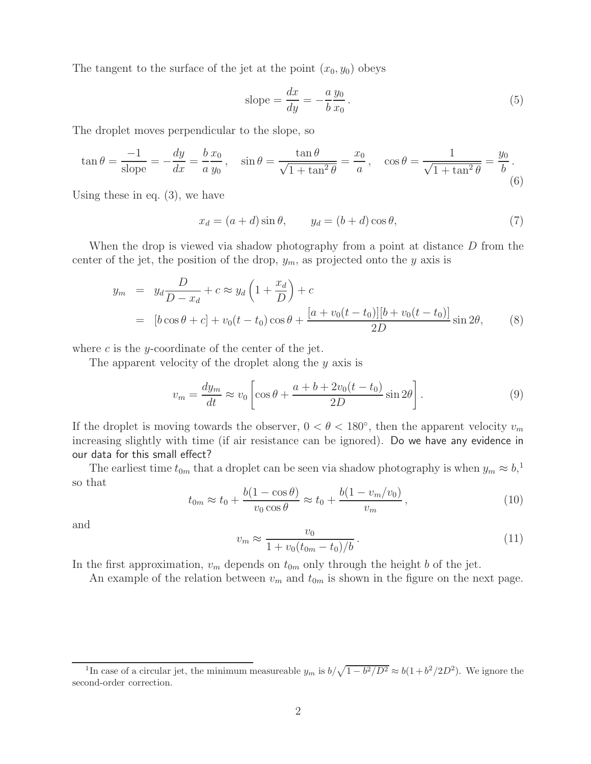The tangent to the surface of the jet at the point $(x_0, y_0)$ obeys

$$\text{slope} = \frac{dx}{dy} = -\frac{a}{b}\frac{y_0}{x_0}\,. \tag{5}$$

The droplet moves perpendicular to the slope, so

$$\tan\theta = \frac{-1}{\text{slope}} = -\frac{dy}{dx} = \frac{b}{a}\frac{x_0}{y_0}\,, \quad \sin\theta = \frac{\tan\theta}{\sqrt{1+\tan^2\theta}} = \frac{x_0}{a}\,, \quad \cos\theta = \frac{1}{\sqrt{1+\tan^2\theta}} = \frac{y_0}{b}\,. \tag{6}$$

Using these in eq. (3), we have

$$x_d = (a+d)\sin\theta, \qquad y_d = (b+d)\cos\theta, \tag{7}$$

When the drop is viewed via shadow photography from a point at distance $D$ from the center of the jet, the position of the drop, $y_m$, as projected onto the $y$ axis is

$$\begin{aligned} y_m &= y_d\frac{D}{D - x_d} + c \approx y_d\left(1 + \frac{x_d}{D}\right) + c \\ &= [b\cos\theta + c] + v_0(t - t_0)\cos\theta + \frac{[a + v_0(t-t_0)][b + v_0(t-t_0)]}{2D}\sin 2\theta, \end{aligned} \tag{8}$$

where $c$ is the $y$-coordinate of the center of the jet.

The apparent velocity of the droplet along the $y$ axis is

$$v_m = \frac{dy_m}{dt} \approx v_0\left[\cos\theta + \frac{a + b + 2v_0(t-t_0)}{2D}\sin 2\theta\right]. \tag{9}$$

If the droplet is moving towards the observer, $0 < \theta < 180^\circ$, then the apparent velocity $v_m$ increasing slightly with time (if air resistance can be ignored). Do we have any evidence in our data for this small effect?

The earliest time $t_{0m}$ that a droplet can be seen via shadow photography is when $y_m \approx b$,[1] so that

$$t_{0m} \approx t_0 + \frac{b(1-\cos\theta)}{v_0\cos\theta} \approx t_0 + \frac{b(1 - v_m/v_0)}{v_m}\,, \tag{10}$$

and

$$v_m \approx \frac{v_0}{1 + v_0(t_{0m} - t_0)/b}\,. \tag{11}$$

In the first approximation, $v_m$ depends on $t_{0m}$ only through the height $b$ of the jet.

An example of the relation between $v_m$ and $t_{0m}$ is shown in the figure on the next page.

[1] In case of a circular jet, the minimum measureable $y_m$ is $b/\sqrt{1 - b^2/D^2} \approx b(1 + b^2/2D^2)$. We ignore the second-order correction.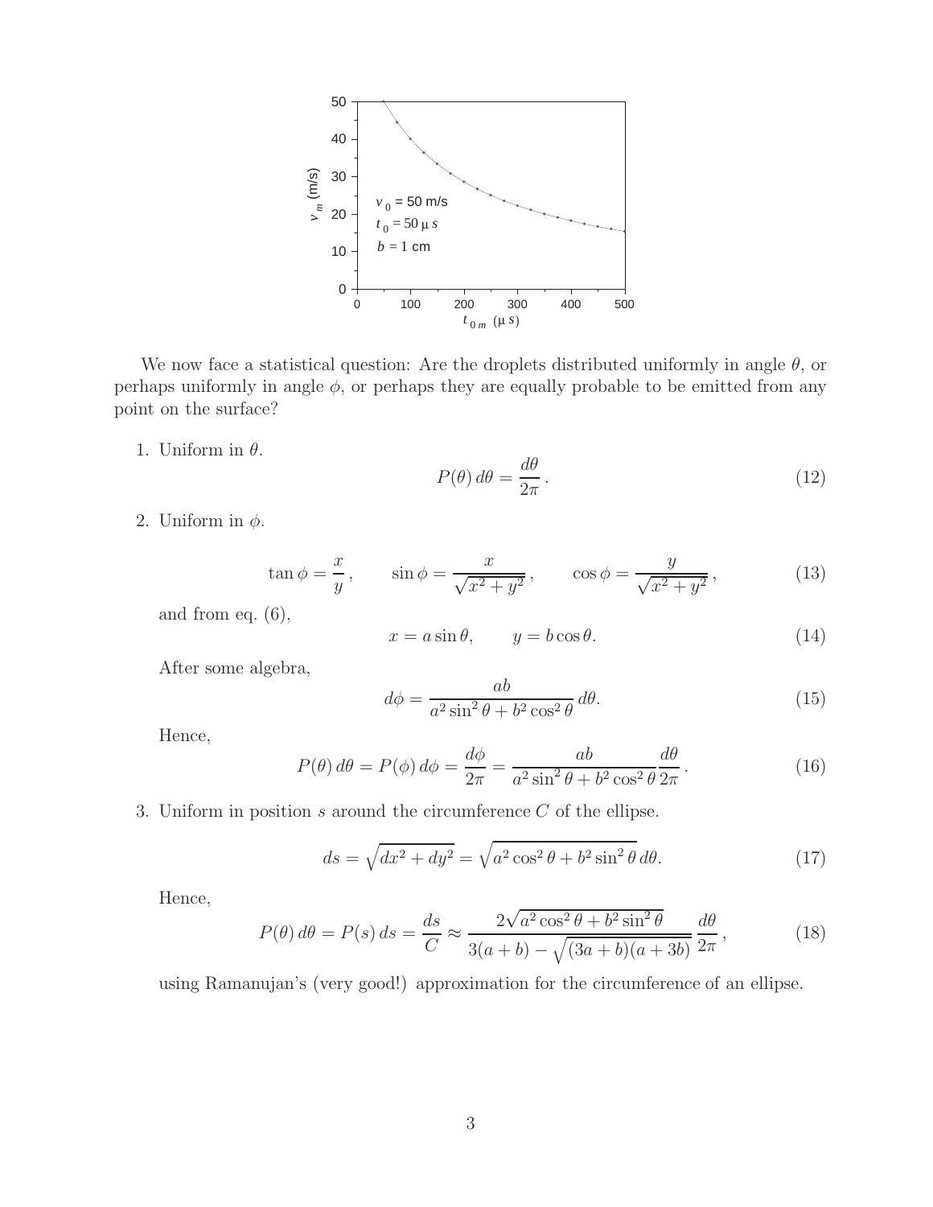50
40
30
20
10
0
$v_m$ (m/s)
0 100 200 300 400 500
$t_{0m}$ (μs)
$v_0$ = 50 m/s
$t_0$ = 50 μs
$b$ = 1 cm

We now face a statistical question: Are the droplets distributed uniformly in angle $\theta$, or perhaps uniformly in angle $\phi$, or perhaps they are equally probable to be emitted from any point on the surface?

1. Uniform in $\theta$.

$$P(\theta)\,d\theta = \frac{d\theta}{2\pi}\,. \tag{12}$$

2. Uniform in $\phi$.

$$\tan\phi = \frac{x}{y}\,, \qquad \sin\phi = \frac{x}{\sqrt{x^2+y^2}}\,, \qquad \cos\phi = \frac{y}{\sqrt{x^2+y^2}}\,, \tag{13}$$

and from eq. (6),

$$x = a\sin\theta, \qquad y = b\cos\theta. \tag{14}$$

After some algebra,

$$d\phi = \frac{ab}{a^2\sin^2\theta + b^2\cos^2\theta}\,d\theta. \tag{15}$$

Hence,

$$P(\theta)\,d\theta = P(\phi)\,d\phi = \frac{d\phi}{2\pi} = \frac{ab}{a^2\sin^2\theta + b^2\cos^2\theta}\frac{d\theta}{2\pi}\,. \tag{16}$$

3. Uniform in position $s$ around the circumference $C$ of the ellipse.

$$ds = \sqrt{dx^2+dy^2} = \sqrt{a^2\cos^2\theta + b^2\sin^2\theta}\,d\theta. \tag{17}$$

Hence,

$$P(\theta)\,d\theta = P(s)\,ds = \frac{ds}{C} \approx \frac{2\sqrt{a^2\cos^2\theta + b^2\sin^2\theta}}{3(a+b) - \sqrt{(3a+b)(a+3b)}}\,\frac{d\theta}{2\pi}\,, \tag{18}$$

using Ramanujan's (very good!) approximation for the circumference of an ellipse.